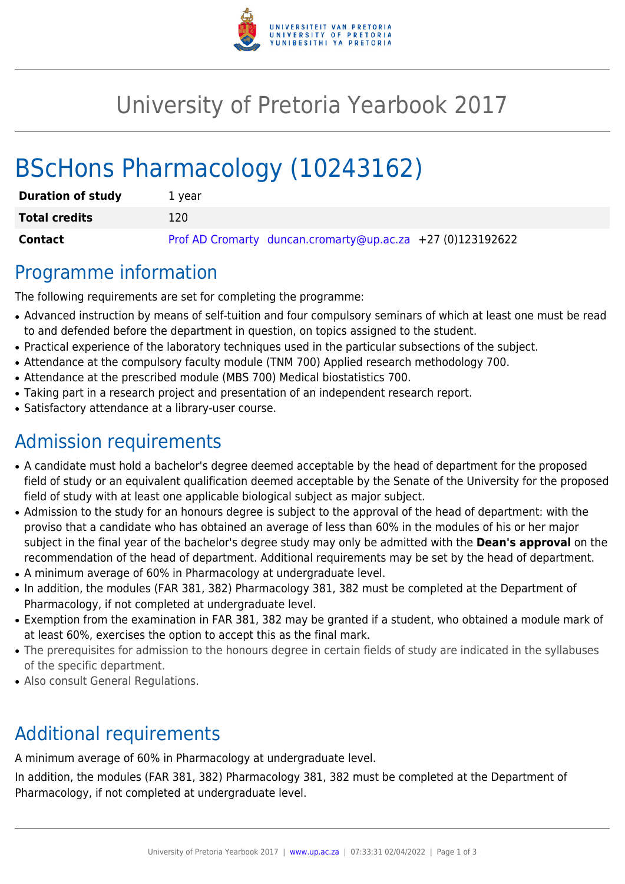# University of Pretoria Yearbook 2017

# BScHons Pharmacology (10243162)

| | |
|---|---|
| **Duration of study** | 1 year |
| **Total credits** | 120 |
| **Contact** | Prof AD Cromarty duncan.cromarty@up.ac.za +27 (0)123192622 |

## Programme information

The following requirements are set for completing the programme:

- Advanced instruction by means of self-tuition and four compulsory seminars of which at least one must be read to and defended before the department in question, on topics assigned to the student.
- Practical experience of the laboratory techniques used in the particular subsections of the subject.
- Attendance at the compulsory faculty module (TNM 700) Applied research methodology 700.
- Attendance at the prescribed module (MBS 700) Medical biostatistics 700.
- Taking part in a research project and presentation of an independent research report.
- Satisfactory attendance at a library-user course.

## Admission requirements

- A candidate must hold a bachelor's degree deemed acceptable by the head of department for the proposed field of study or an equivalent qualification deemed acceptable by the Senate of the University for the proposed field of study with at least one applicable biological subject as major subject.
- Admission to the study for an honours degree is subject to the approval of the head of department: with the proviso that a candidate who has obtained an average of less than 60% in the modules of his or her major subject in the final year of the bachelor's degree study may only be admitted with the **Dean's approval** on the recommendation of the head of department. Additional requirements may be set by the head of department.
- A minimum average of 60% in Pharmacology at undergraduate level.
- In addition, the modules (FAR 381, 382) Pharmacology 381, 382 must be completed at the Department of Pharmacology, if not completed at undergraduate level.
- Exemption from the examination in FAR 381, 382 may be granted if a student, who obtained a module mark of at least 60%, exercises the option to accept this as the final mark.
- The prerequisites for admission to the honours degree in certain fields of study are indicated in the syllabuses of the specific department.
- Also consult General Regulations.

## Additional requirements

A minimum average of 60% in Pharmacology at undergraduate level.

In addition, the modules (FAR 381, 382) Pharmacology 381, 382 must be completed at the Department of Pharmacology, if not completed at undergraduate level.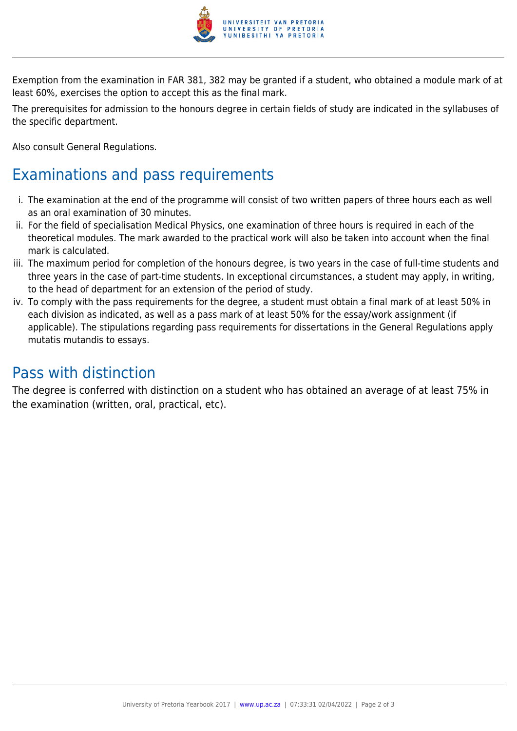Exemption from the examination in FAR 381, 382 may be granted if a student, who obtained a module mark of at least 60%, exercises the option to accept this as the final mark.

The prerequisites for admission to the honours degree in certain fields of study are indicated in the syllabuses of the specific department.

Also consult General Regulations.

## Examinations and pass requirements

i. The examination at the end of the programme will consist of two written papers of three hours each as well as an oral examination of 30 minutes.
ii. For the field of specialisation Medical Physics, one examination of three hours is required in each of the theoretical modules. The mark awarded to the practical work will also be taken into account when the final mark is calculated.
iii. The maximum period for completion of the honours degree, is two years in the case of full-time students and three years in the case of part-time students. In exceptional circumstances, a student may apply, in writing, to the head of department for an extension of the period of study.
iv. To comply with the pass requirements for the degree, a student must obtain a final mark of at least 50% in each division as indicated, as well as a pass mark of at least 50% for the essay/work assignment (if applicable). The stipulations regarding pass requirements for dissertations in the General Regulations apply mutatis mutandis to essays.

## Pass with distinction

The degree is conferred with distinction on a student who has obtained an average of at least 75% in the examination (written, oral, practical, etc).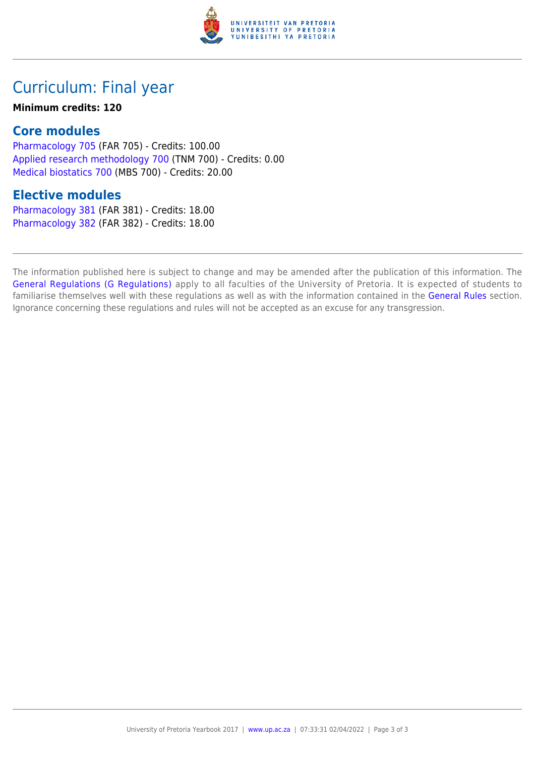## Curriculum: Final year

**Minimum credits: 120**

### Core modules

Pharmacology 705 (FAR 705) - Credits: 100.00
Applied research methodology 700 (TNM 700) - Credits: 0.00
Medical biostatics 700 (MBS 700) - Credits: 20.00

### Elective modules

Pharmacology 381 (FAR 381) - Credits: 18.00
Pharmacology 382 (FAR 382) - Credits: 18.00

---

The information published here is subject to change and may be amended after the publication of this information. The General Regulations (G Regulations) apply to all faculties of the University of Pretoria. It is expected of students to familiarise themselves well with these regulations as well as with the information contained in the General Rules section. Ignorance concerning these regulations and rules will not be accepted as an excuse for any transgression.